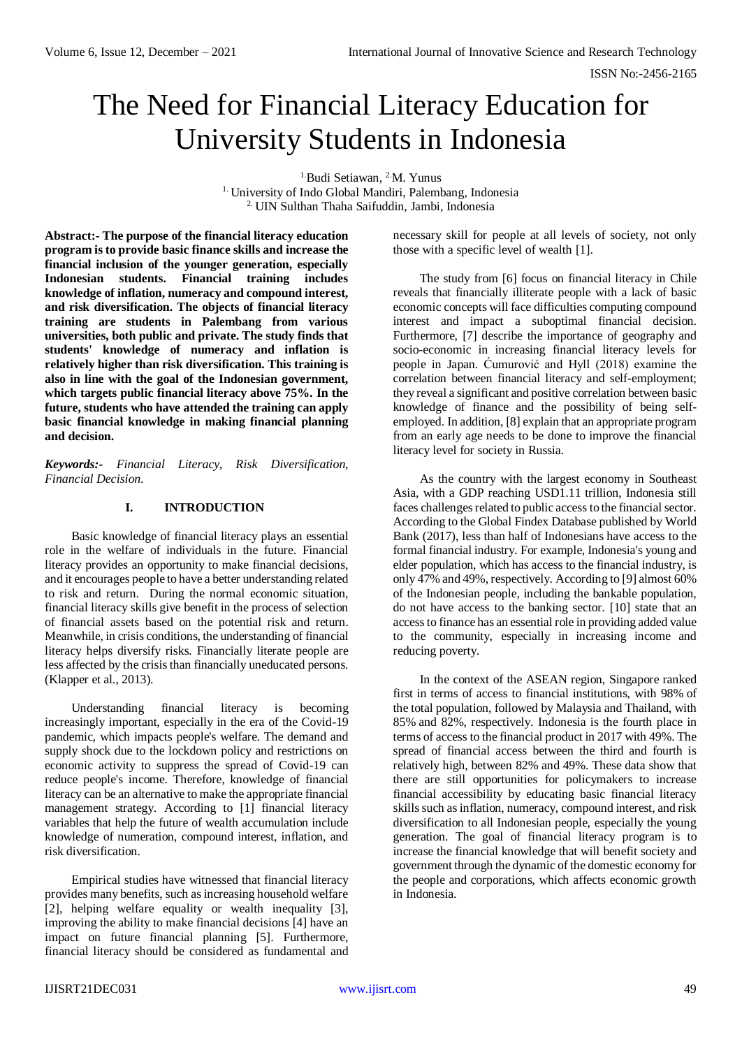# The Need for Financial Literacy Education for University Students in Indonesia

[1.]Budi Setiawan, [2.]M. Yunus

[1.] University of Indo Global Mandiri, Palembang, Indonesia

[2.] UIN Sulthan Thaha Saifuddin, Jambi, Indonesia

**Abstract:- The purpose of the financial literacy education program is to provide basic finance skills and increase the financial inclusion of the younger generation, especially Indonesian students. Financial training includes knowledge of inflation, numeracy and compound interest, and risk diversification. The objects of financial literacy training are students in Palembang from various universities, both public and private. The study finds that students' knowledge of numeracy and inflation is relatively higher than risk diversification. This training is also in line with the goal of the Indonesian government, which targets public financial literacy above 75%. In the future, students who have attended the training can apply basic financial knowledge in making financial planning and decision.**

***Keywords:-*** *Financial Literacy, Risk Diversification, Financial Decision.*

## I. INTRODUCTION

Basic knowledge of financial literacy plays an essential role in the welfare of individuals in the future. Financial literacy provides an opportunity to make financial decisions, and it encourages people to have a better understanding related to risk and return. During the normal economic situation, financial literacy skills give benefit in the process of selection of financial assets based on the potential risk and return. Meanwhile, in crisis conditions, the understanding of financial literacy helps diversify risks. Financially literate people are less affected by the crisis than financially uneducated persons. (Klapper et al., 2013).

Understanding financial literacy is becoming increasingly important, especially in the era of the Covid-19 pandemic, which impacts people's welfare. The demand and supply shock due to the lockdown policy and restrictions on economic activity to suppress the spread of Covid-19 can reduce people's income. Therefore, knowledge of financial literacy can be an alternative to make the appropriate financial management strategy. According to [1] financial literacy variables that help the future of wealth accumulation include knowledge of numeration, compound interest, inflation, and risk diversification.

Empirical studies have witnessed that financial literacy provides many benefits, such as increasing household welfare [2], helping welfare equality or wealth inequality [3], improving the ability to make financial decisions [4] have an impact on future financial planning [5]. Furthermore, financial literacy should be considered as fundamental and necessary skill for people at all levels of society, not only those with a specific level of wealth [1].

The study from [6] focus on financial literacy in Chile reveals that financially illiterate people with a lack of basic economic concepts will face difficulties computing compound interest and impact a suboptimal financial decision. Furthermore, [7] describe the importance of geography and socio-economic in increasing financial literacy levels for people in Japan. Ćumurović and Hyll (2018) examine the correlation between financial literacy and self-employment; they reveal a significant and positive correlation between basic knowledge of finance and the possibility of being self-employed. In addition, [8] explain that an appropriate program from an early age needs to be done to improve the financial literacy level for society in Russia.

As the country with the largest economy in Southeast Asia, with a GDP reaching USD1.11 trillion, Indonesia still faces challenges related to public access to the financial sector. According to the Global Findex Database published by World Bank (2017), less than half of Indonesians have access to the formal financial industry. For example, Indonesia's young and elder population, which has access to the financial industry, is only 47% and 49%, respectively. According to [9] almost 60% of the Indonesian people, including the bankable population, do not have access to the banking sector. [10] state that an access to finance has an essential role in providing added value to the community, especially in increasing income and reducing poverty.

In the context of the ASEAN region, Singapore ranked first in terms of access to financial institutions, with 98% of the total population, followed by Malaysia and Thailand, with 85% and 82%, respectively. Indonesia is the fourth place in terms of access to the financial product in 2017 with 49%. The spread of financial access between the third and fourth is relatively high, between 82% and 49%. These data show that there are still opportunities for policymakers to increase financial accessibility by educating basic financial literacy skills such as inflation, numeracy, compound interest, and risk diversification to all Indonesian people, especially the young generation. The goal of financial literacy program is to increase the financial knowledge that will benefit society and government through the dynamic of the domestic economy for the people and corporations, which affects economic growth in Indonesia.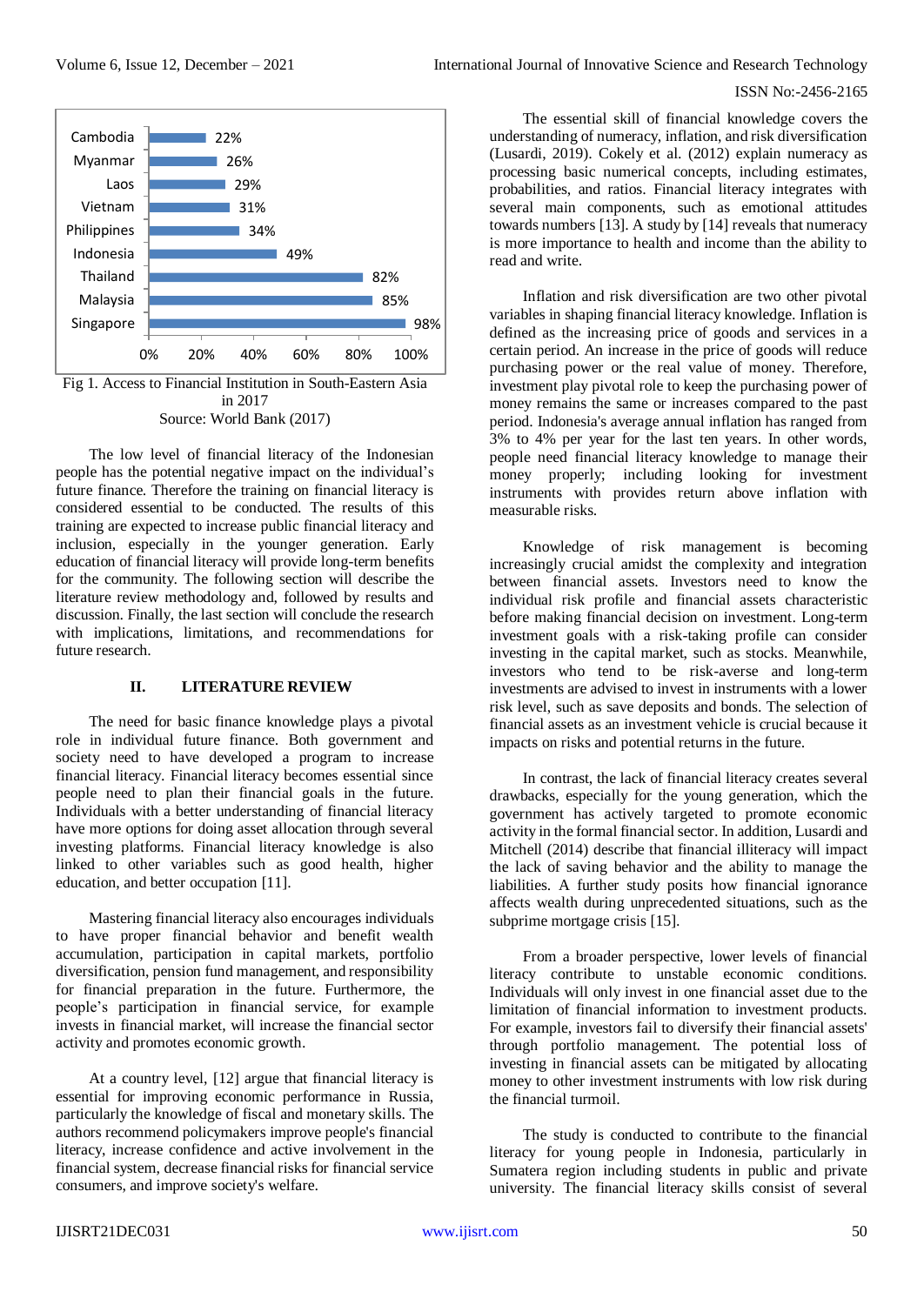| Country | Access |
|---|---|
| Cambodia | 22% |
| Myanmar | 26% |
| Laos | 29% |
| Vietnam | 31% |
| Philippines | 34% |
| Indonesia | 49% |
| Thailand | 82% |
| Malaysia | 85% |
| Singapore | 98% |

Fig 1. Access to Financial Institution in South-Eastern Asia in 2017
Source: World Bank (2017)

The low level of financial literacy of the Indonesian people has the potential negative impact on the individual's future finance. Therefore the training on financial literacy is considered essential to be conducted. The results of this training are expected to increase public financial literacy and inclusion, especially in the younger generation. Early education of financial literacy will provide long-term benefits for the community. The following section will describe the literature review methodology and, followed by results and discussion. Finally, the last section will conclude the research with implications, limitations, and recommendations for future research.

## II. LITERATURE REVIEW

The need for basic finance knowledge plays a pivotal role in individual future finance. Both government and society need to have developed a program to increase financial literacy. Financial literacy becomes essential since people need to plan their financial goals in the future. Individuals with a better understanding of financial literacy have more options for doing asset allocation through several investing platforms. Financial literacy knowledge is also linked to other variables such as good health, higher education, and better occupation [11].

Mastering financial literacy also encourages individuals to have proper financial behavior and benefit wealth accumulation, participation in capital markets, portfolio diversification, pension fund management, and responsibility for financial preparation in the future. Furthermore, the people's participation in financial service, for example invests in financial market, will increase the financial sector activity and promotes economic growth.

At a country level, [12] argue that financial literacy is essential for improving economic performance in Russia, particularly the knowledge of fiscal and monetary skills. The authors recommend policymakers improve people's financial literacy, increase confidence and active involvement in the financial system, decrease financial risks for financial service consumers, and improve society's welfare.

The essential skill of financial knowledge covers the understanding of numeracy, inflation, and risk diversification (Lusardi, 2019). Cokely et al. (2012) explain numeracy as processing basic numerical concepts, including estimates, probabilities, and ratios. Financial literacy integrates with several main components, such as emotional attitudes towards numbers [13]. A study by [14] reveals that numeracy is more importance to health and income than the ability to read and write.

Inflation and risk diversification are two other pivotal variables in shaping financial literacy knowledge. Inflation is defined as the increasing price of goods and services in a certain period. An increase in the price of goods will reduce purchasing power or the real value of money. Therefore, investment play pivotal role to keep the purchasing power of money remains the same or increases compared to the past period. Indonesia's average annual inflation has ranged from 3% to 4% per year for the last ten years. In other words, people need financial literacy knowledge to manage their money properly; including looking for investment instruments with provides return above inflation with measurable risks.

Knowledge of risk management is becoming increasingly crucial amidst the complexity and integration between financial assets. Investors need to know the individual risk profile and financial assets characteristic before making financial decision on investment. Long-term investment goals with a risk-taking profile can consider investing in the capital market, such as stocks. Meanwhile, investors who tend to be risk-averse and long-term investments are advised to invest in instruments with a lower risk level, such as save deposits and bonds. The selection of financial assets as an investment vehicle is crucial because it impacts on risks and potential returns in the future.

In contrast, the lack of financial literacy creates several drawbacks, especially for the young generation, which the government has actively targeted to promote economic activity in the formal financial sector. In addition, Lusardi and Mitchell (2014) describe that financial illiteracy will impact the lack of saving behavior and the ability to manage the liabilities. A further study posits how financial ignorance affects wealth during unprecedented situations, such as the subprime mortgage crisis [15].

From a broader perspective, lower levels of financial literacy contribute to unstable economic conditions. Individuals will only invest in one financial asset due to the limitation of financial information to investment products. For example, investors fail to diversify their financial assets' through portfolio management. The potential loss of investing in financial assets can be mitigated by allocating money to other investment instruments with low risk during the financial turmoil.

The study is conducted to contribute to the financial literacy for young people in Indonesia, particularly in Sumatera region including students in public and private university. The financial literacy skills consist of several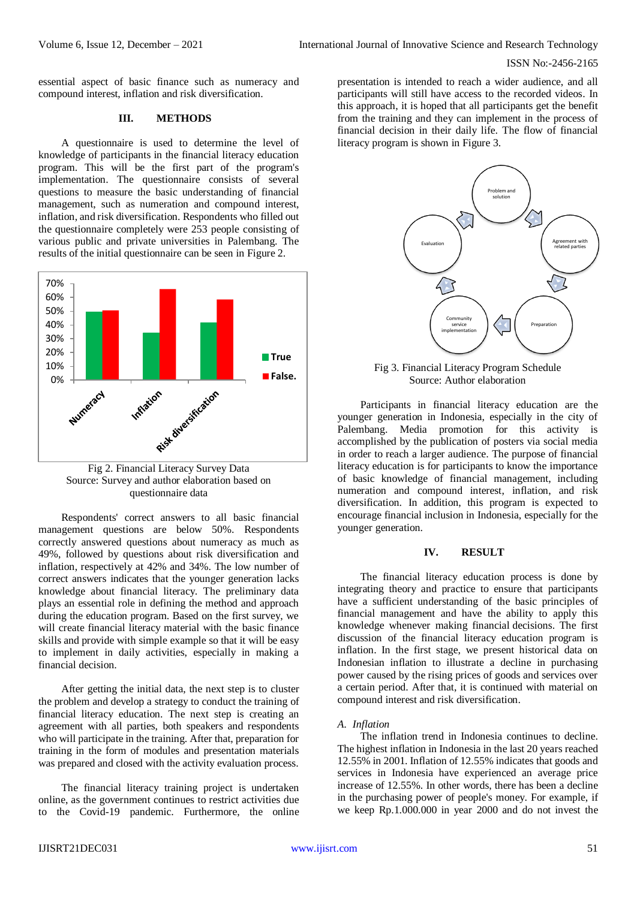essential aspect of basic finance such as numeracy and compound interest, inflation and risk diversification.

## III. METHODS

A questionnaire is used to determine the level of knowledge of participants in the financial literacy education program. This will be the first part of the program's implementation. The questionnaire consists of several questions to measure the basic understanding of financial management, such as numeration and compound interest, inflation, and risk diversification. Respondents who filled out the questionnaire completely were 253 people consisting of various public and private universities in Palembang. The results of the initial questionnaire can be seen in Figure 2.

Fig 2. Financial Literacy Survey Data
Source: Survey and author elaboration based on questionnaire data

Respondents' correct answers to all basic financial management questions are below 50%. Respondents correctly answered questions about numeracy as much as 49%, followed by questions about risk diversification and inflation, respectively at 42% and 34%. The low number of correct answers indicates that the younger generation lacks knowledge about financial literacy. The preliminary data plays an essential role in defining the method and approach during the education program. Based on the first survey, we will create financial literacy material with the basic finance skills and provide with simple example so that it will be easy to implement in daily activities, especially in making a financial decision.

After getting the initial data, the next step is to cluster the problem and develop a strategy to conduct the training of financial literacy education. The next step is creating an agreement with all parties, both speakers and respondents who will participate in the training. After that, preparation for training in the form of modules and presentation materials was prepared and closed with the activity evaluation process.

The financial literacy training project is undertaken online, as the government continues to restrict activities due to the Covid-19 pandemic. Furthermore, the online presentation is intended to reach a wider audience, and all participants will still have access to the recorded videos. In this approach, it is hoped that all participants get the benefit from the training and they can implement in the process of financial decision in their daily life. The flow of financial literacy program is shown in Figure 3.

Fig 3. Financial Literacy Program Schedule
Source: Author elaboration

Participants in financial literacy education are the younger generation in Indonesia, especially in the city of Palembang. Media promotion for this activity is accomplished by the publication of posters via social media in order to reach a larger audience. The purpose of financial literacy education is for participants to know the importance of basic knowledge of financial management, including numeration and compound interest, inflation, and risk diversification. In addition, this program is expected to encourage financial inclusion in Indonesia, especially for the younger generation.

## IV. RESULT

The financial literacy education process is done by integrating theory and practice to ensure that participants have a sufficient understanding of the basic principles of financial management and have the ability to apply this knowledge whenever making financial decisions. The first discussion of the financial literacy education program is inflation. In the first stage, we present historical data on Indonesian inflation to illustrate a decline in purchasing power caused by the rising prices of goods and services over a certain period. After that, it is continued with material on compound interest and risk diversification.

### *A. Inflation*

The inflation trend in Indonesia continues to decline. The highest inflation in Indonesia in the last 20 years reached 12.55% in 2001. Inflation of 12.55% indicates that goods and services in Indonesia have experienced an average price increase of 12.55%. In other words, there has been a decline in the purchasing power of people's money. For example, if we keep Rp.1.000.000 in year 2000 and do not invest the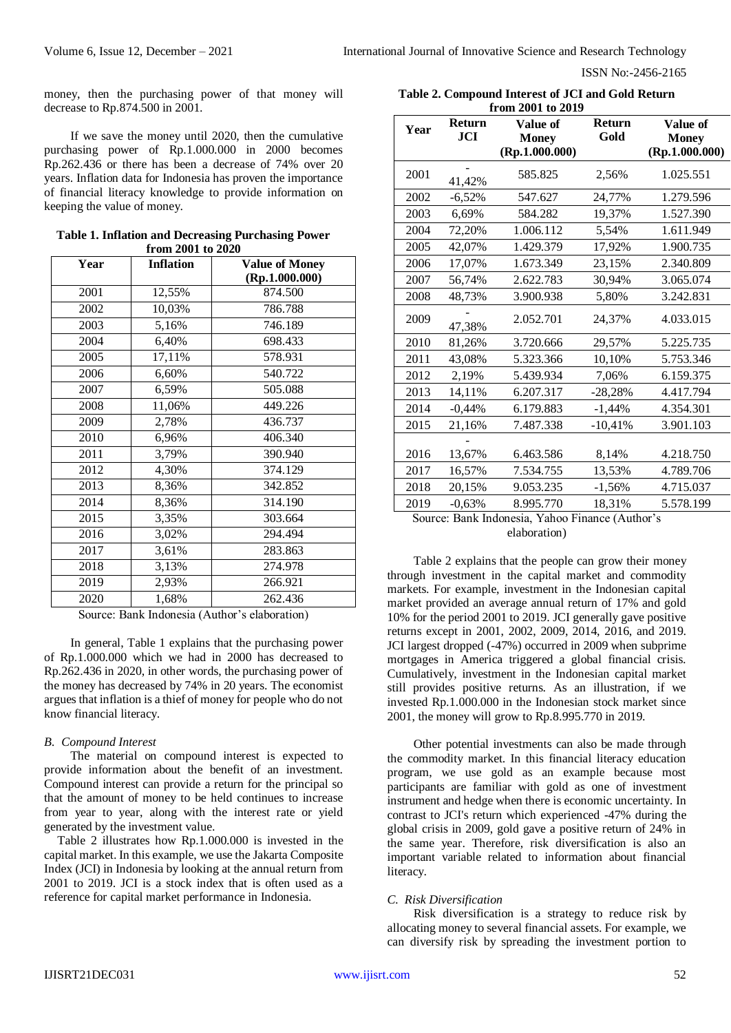money, then the purchasing power of that money will decrease to Rp.874.500 in 2001.

If we save the money until 2020, then the cumulative purchasing power of Rp.1.000.000 in 2000 becomes Rp.262.436 or there has been a decrease of 74% over 20 years. Inflation data for Indonesia has proven the importance of financial literacy knowledge to provide information on keeping the value of money.

**Table 1. Inflation and Decreasing Purchasing Power from 2001 to 2020**

| Year | Inflation | Value of Money (Rp.1.000.000) |
|---|---|---|
| 2001 | 12,55% | 874.500 |
| 2002 | 10,03% | 786.788 |
| 2003 | 5,16% | 746.189 |
| 2004 | 6,40% | 698.433 |
| 2005 | 17,11% | 578.931 |
| 2006 | 6,60% | 540.722 |
| 2007 | 6,59% | 505.088 |
| 2008 | 11,06% | 449.226 |
| 2009 | 2,78% | 436.737 |
| 2010 | 6,96% | 406.340 |
| 2011 | 3,79% | 390.940 |
| 2012 | 4,30% | 374.129 |
| 2013 | 8,36% | 342.852 |
| 2014 | 8,36% | 314.190 |
| 2015 | 3,35% | 303.664 |
| 2016 | 3,02% | 294.494 |
| 2017 | 3,61% | 283.863 |
| 2018 | 3,13% | 274.978 |
| 2019 | 2,93% | 266.921 |
| 2020 | 1,68% | 262.436 |

Source: Bank Indonesia (Author's elaboration)

In general, Table 1 explains that the purchasing power of Rp.1.000.000 which we had in 2000 has decreased to Rp.262.436 in 2020, in other words, the purchasing power of the money has decreased by 74% in 20 years. The economist argues that inflation is a thief of money for people who do not know financial literacy.

### *B. Compound Interest*

The material on compound interest is expected to provide information about the benefit of an investment. Compound interest can provide a return for the principal so that the amount of money to be held continues to increase from year to year, along with the interest rate or yield generated by the investment value.

Table 2 illustrates how Rp.1.000.000 is invested in the capital market. In this example, we use the Jakarta Composite Index (JCI) in Indonesia by looking at the annual return from 2001 to 2019. JCI is a stock index that is often used as a reference for capital market performance in Indonesia.

**Table 2. Compound Interest of JCI and Gold Return from 2001 to 2019**

| Year | Return JCI | Value of Money (Rp.1.000.000) | Return Gold | Value of Money (Rp.1.000.000) |
|---|---|---|---|---|
| 2001 | -41,42% | 585.825 | 2,56% | 1.025.551 |
| 2002 | -6,52% | 547.627 | 24,77% | 1.279.596 |
| 2003 | 6,69% | 584.282 | 19,37% | 1.527.390 |
| 2004 | 72,20% | 1.006.112 | 5,54% | 1.611.949 |
| 2005 | 42,07% | 1.429.379 | 17,92% | 1.900.735 |
| 2006 | 17,07% | 1.673.349 | 23,15% | 2.340.809 |
| 2007 | 56,74% | 2.622.783 | 30,94% | 3.065.074 |
| 2008 | 48,73% | 3.900.938 | 5,80% | 3.242.831 |
| 2009 | -47,38% | 2.052.701 | 24,37% | 4.033.015 |
| 2010 | 81,26% | 3.720.666 | 29,57% | 5.225.735 |
| 2011 | 43,08% | 5.323.366 | 10,10% | 5.753.346 |
| 2012 | 2,19% | 5.439.934 | 7,06% | 6.159.375 |
| 2013 | 14,11% | 6.207.317 | -28,28% | 4.417.794 |
| 2014 | -0,44% | 6.179.883 | -1,44% | 4.354.301 |
| 2015 | 21,16% | 7.487.338 | -10,41% | 3.901.103 |
| 2016 | -13,67% | 6.463.586 | 8,14% | 4.218.750 |
| 2017 | 16,57% | 7.534.755 | 13,53% | 4.789.706 |
| 2018 | 20,15% | 9.053.235 | -1,56% | 4.715.037 |
| 2019 | -0,63% | 8.995.770 | 18,31% | 5.578.199 |

Source: Bank Indonesia, Yahoo Finance (Author's elaboration)

Table 2 explains that the people can grow their money through investment in the capital market and commodity markets. For example, investment in the Indonesian capital market provided an average annual return of 17% and gold 10% for the period 2001 to 2019. JCI generally gave positive returns except in 2001, 2002, 2009, 2014, 2016, and 2019. JCI largest dropped (-47%) occurred in 2009 when subprime mortgages in America triggered a global financial crisis. Cumulatively, investment in the Indonesian capital market still provides positive returns. As an illustration, if we invested Rp.1.000.000 in the Indonesian stock market since 2001, the money will grow to Rp.8.995.770 in 2019.

Other potential investments can also be made through the commodity market. In this financial literacy education program, we use gold as an example because most participants are familiar with gold as one of investment instrument and hedge when there is economic uncertainty. In contrast to JCI's return which experienced -47% during the global crisis in 2009, gold gave a positive return of 24% in the same year. Therefore, risk diversification is also an important variable related to information about financial literacy.

### *C. Risk Diversification*

Risk diversification is a strategy to reduce risk by allocating money to several financial assets. For example, we can diversify risk by spreading the investment portion to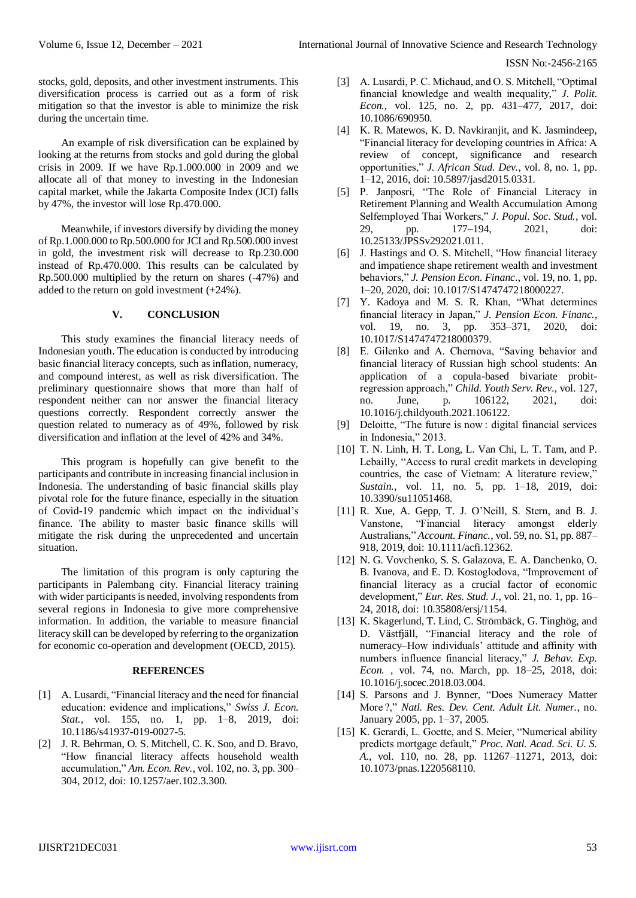stocks, gold, deposits, and other investment instruments. This diversification process is carried out as a form of risk mitigation so that the investor is able to minimize the risk during the uncertain time.

An example of risk diversification can be explained by looking at the returns from stocks and gold during the global crisis in 2009. If we have Rp.1.000.000 in 2009 and we allocate all of that money to investing in the Indonesian capital market, while the Jakarta Composite Index (JCI) falls by 47%, the investor will lose Rp.470.000.

Meanwhile, if investors diversify by dividing the money of Rp.1.000.000 to Rp.500.000 for JCI and Rp.500.000 invest in gold, the investment risk will decrease to Rp.230.000 instead of Rp.470.000. This results can be calculated by Rp.500.000 multiplied by the return on shares (-47%) and added to the return on gold investment (+24%).

## V. CONCLUSION

This study examines the financial literacy needs of Indonesian youth. The education is conducted by introducing basic financial literacy concepts, such as inflation, numeracy, and compound interest, as well as risk diversification. The preliminary questionnaire shows that more than half of respondent neither can nor answer the financial literacy questions correctly. Respondent correctly answer the question related to numeracy as of 49%, followed by risk diversification and inflation at the level of 42% and 34%.

This program is hopefully can give benefit to the participants and contribute in increasing financial inclusion in Indonesia. The understanding of basic financial skills play pivotal role for the future finance, especially in the situation of Covid-19 pandemic which impact on the individual's finance. The ability to master basic finance skills will mitigate the risk during the unprecedented and uncertain situation.

The limitation of this program is only capturing the participants in Palembang city. Financial literacy training with wider participants is needed, involving respondents from several regions in Indonesia to give more comprehensive information. In addition, the variable to measure financial literacy skill can be developed by referring to the organization for economic co-operation and development (OECD, 2015).

## REFERENCES

[1] A. Lusardi, "Financial literacy and the need for financial education: evidence and implications," *Swiss J. Econ. Stat.*, vol. 155, no. 1, pp. 1–8, 2019, doi: 10.1186/s41937-019-0027-5.

[2] J. R. Behrman, O. S. Mitchell, C. K. Soo, and D. Bravo, "How financial literacy affects household wealth accumulation," *Am. Econ. Rev.*, vol. 102, no. 3, pp. 300–304, 2012, doi: 10.1257/aer.102.3.300.

[3] A. Lusardi, P. C. Michaud, and O. S. Mitchell, "Optimal financial knowledge and wealth inequality," *J. Polit. Econ.*, vol. 125, no. 2, pp. 431–477, 2017, doi: 10.1086/690950.

[4] K. R. Matewos, K. D. Navkiranjit, and K. Jasmindeep, "Financial literacy for developing countries in Africa: A review of concept, significance and research opportunities," *J. African Stud. Dev.*, vol. 8, no. 1, pp. 1–12, 2016, doi: 10.5897/jasd2015.0331.

[5] P. Janposri, "The Role of Financial Literacy in Retirement Planning and Wealth Accumulation Among Selfemployed Thai Workers," *J. Popul. Soc. Stud.*, vol. 29, pp. 177–194, 2021, doi: 10.25133/JPSSv292021.011.

[6] J. Hastings and O. S. Mitchell, "How financial literacy and impatience shape retirement wealth and investment behaviors," *J. Pension Econ. Financ.*, vol. 19, no. 1, pp. 1–20, 2020, doi: 10.1017/S1474747218000227.

[7] Y. Kadoya and M. S. R. Khan, "What determines financial literacy in Japan," *J. Pension Econ. Financ.*, vol. 19, no. 3, pp. 353–371, 2020, doi: 10.1017/S1474747218000379.

[8] E. Gilenko and A. Chernova, "Saving behavior and financial literacy of Russian high school students: An application of a copula-based bivariate probit-regression approach," *Child. Youth Serv. Rev.*, vol. 127, no. June, p. 106122, 2021, doi: 10.1016/j.childyouth.2021.106122.

[9] Deloitte, "The future is now : digital financial services in Indonesia," 2013.

[10] T. N. Linh, H. T. Long, L. Van Chi, L. T. Tam, and P. Lebailly, "Access to rural credit markets in developing countries, the case of Vietnam: A literature review," *Sustain.*, vol. 11, no. 5, pp. 1–18, 2019, doi: 10.3390/su11051468.

[11] R. Xue, A. Gepp, T. J. O'Neill, S. Stern, and B. J. Vanstone, "Financial literacy amongst elderly Australians," *Account. Financ.*, vol. 59, no. S1, pp. 887–918, 2019, doi: 10.1111/acfi.12362.

[12] N. G. Vovchenko, S. S. Galazova, E. A. Danchenko, O. B. Ivanova, and E. D. Kostoglodova, "Improvement of financial literacy as a crucial factor of economic development," *Eur. Res. Stud. J.*, vol. 21, no. 1, pp. 16–24, 2018, doi: 10.35808/ersj/1154.

[13] K. Skagerlund, T. Lind, C. Strömbäck, G. Tinghög, and D. Västfjäll, "Financial literacy and the role of numeracy–How individuals' attitude and affinity with numbers influence financial literacy," *J. Behav. Exp. Econ.* , vol. 74, no. March, pp. 18–25, 2018, doi: 10.1016/j.socec.2018.03.004.

[14] S. Parsons and J. Bynner, "Does Numeracy Matter More ?," *Natl. Res. Dev. Cent. Adult Lit. Numer.*, no. January 2005, pp. 1–37, 2005.

[15] K. Gerardi, L. Goette, and S. Meier, "Numerical ability predicts mortgage default," *Proc. Natl. Acad. Sci. U. S. A.*, vol. 110, no. 28, pp. 11267–11271, 2013, doi: 10.1073/pnas.1220568110.